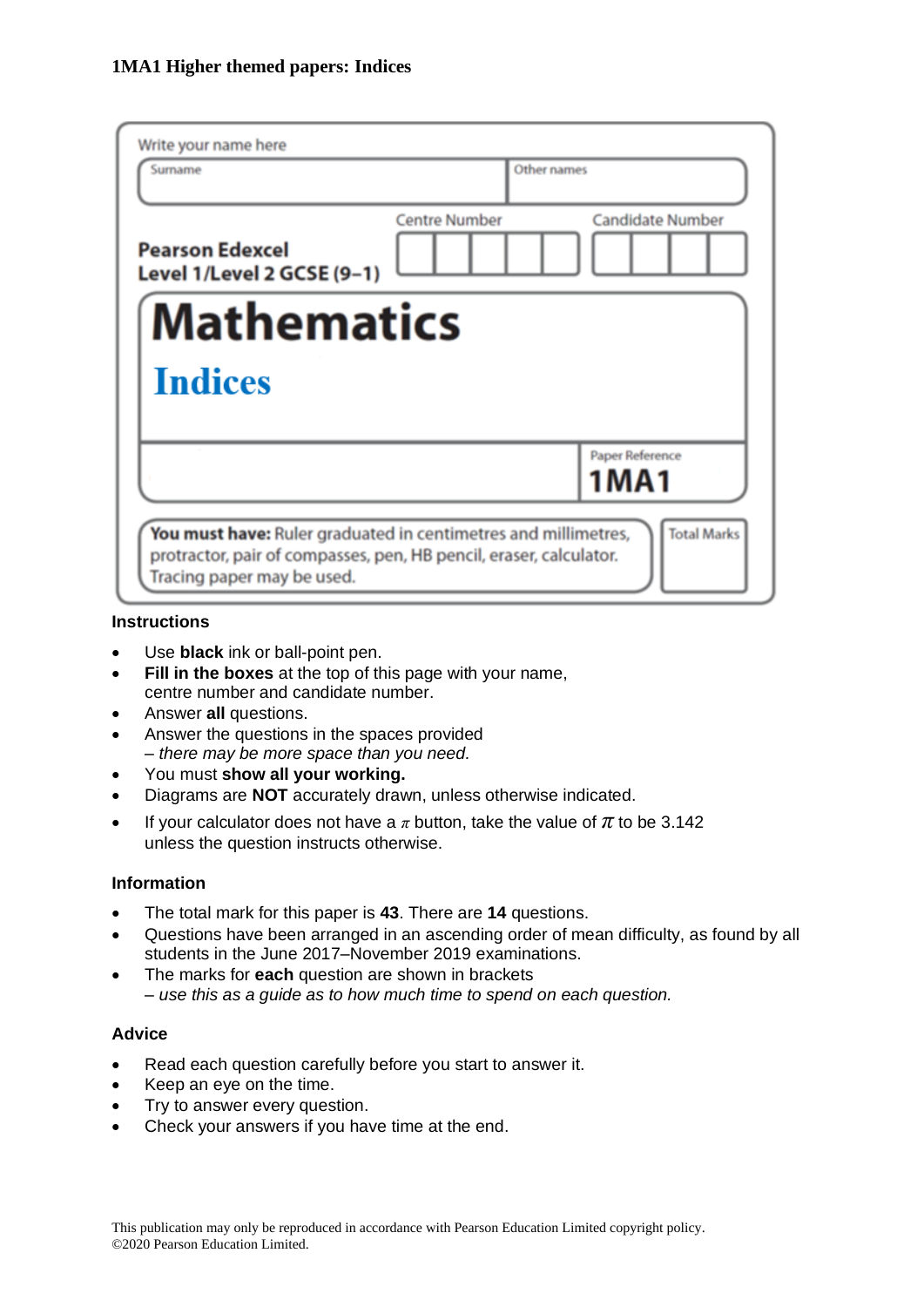**1MA1 Higher themed papers: Indices**

Write your name here

| Surname | Other names |
|---|---|
| | |

**Pearson Edexcel**
**Level 1/Level 2 GCSE (9–1)**

Centre Number | Candidate Number

# Mathematics

## Indices

Paper Reference
**1MA1**

**You must have:** Ruler graduated in centimetres and millimetres, protractor, pair of compasses, pen, HB pencil, eraser, calculator. Tracing paper may be used.

Total Marks

### Instructions

- Use **black** ink or ball-point pen.
- **Fill in the boxes** at the top of this page with your name, centre number and candidate number.
- Answer **all** questions.
- Answer the questions in the spaces provided
  – *there may be more space than you need.*
- You must **show all your working.**
- Diagrams are **NOT** accurately drawn, unless otherwise indicated.
- If your calculator does not have a $\pi$ button, take the value of $\pi$ to be 3.142 unless the question instructs otherwise.

### Information

- The total mark for this paper is **43**. There are **14** questions.
- Questions have been arranged in an ascending order of mean difficulty, as found by all students in the June 2017–November 2019 examinations.
- The marks for **each** question are shown in brackets
  – *use this as a guide as to how much time to spend on each question.*

### Advice

- Read each question carefully before you start to answer it.
- Keep an eye on the time.
- Try to answer every question.
- Check your answers if you have time at the end.

This publication may only be reproduced in accordance with Pearson Education Limited copyright policy.
©2020 Pearson Education Limited.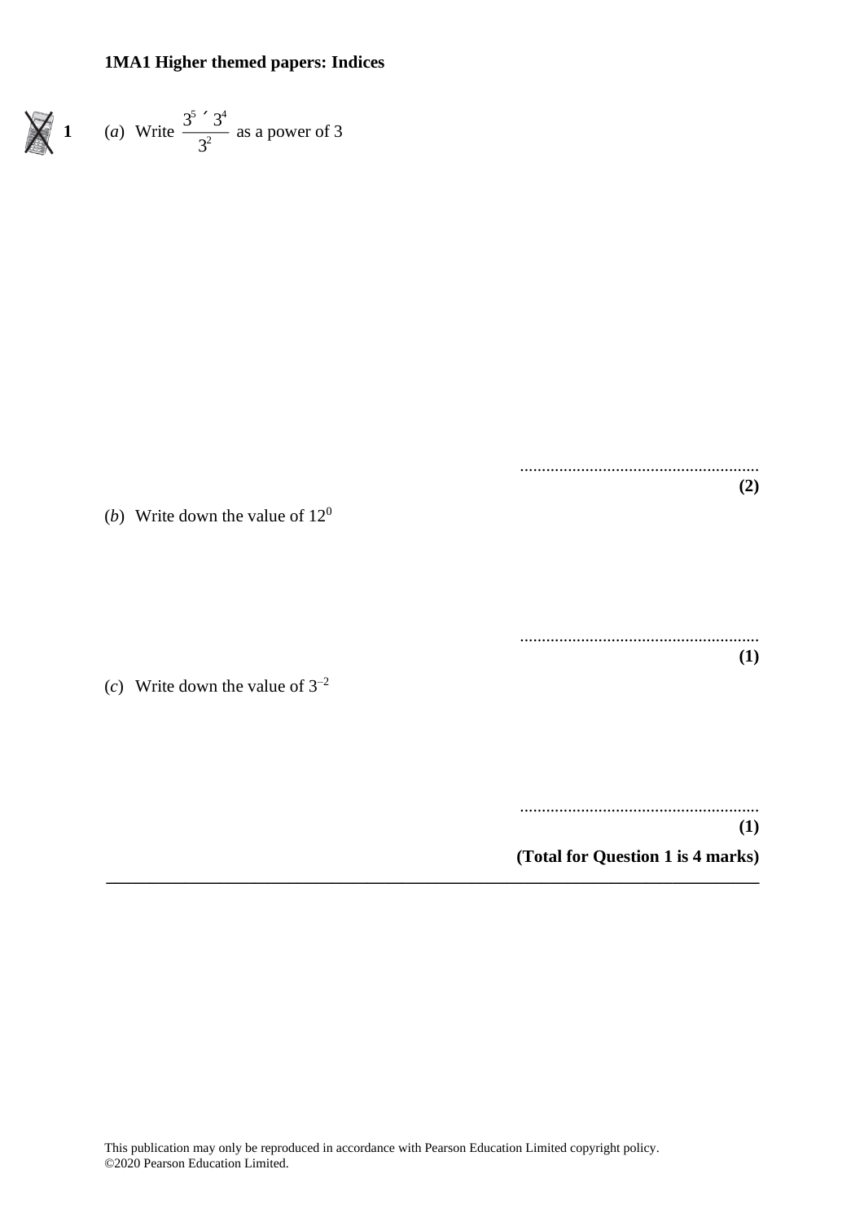**1MA1 Higher themed papers: Indices**

**1** (*a*) Write $\frac{3^5 \times 3^4}{3^2}$ as a power of 3

.......................................................
**(2)**

(*b*) Write down the value of $12^0$

.......................................................
**(1)**

(*c*) Write down the value of $3^{-2}$

.......................................................
**(1)**

**(Total for Question 1 is 4 marks)**

---

This publication may only be reproduced in accordance with Pearson Education Limited copyright policy.
©2020 Pearson Education Limited.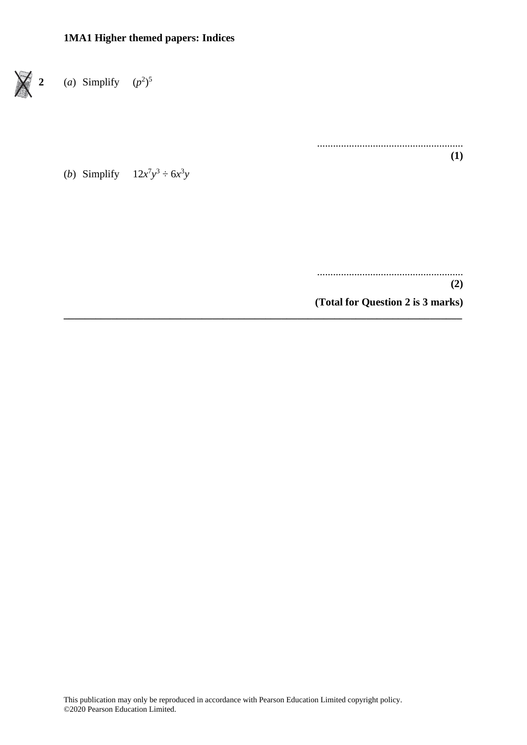**2** (*a*) Simplify $(p^2)^5$

.......................................................
**(1)**

(*b*) Simplify $12x^7y^3 \div 6x^3y$

.......................................................
**(2)**

**(Total for Question 2 is 3 marks)**

---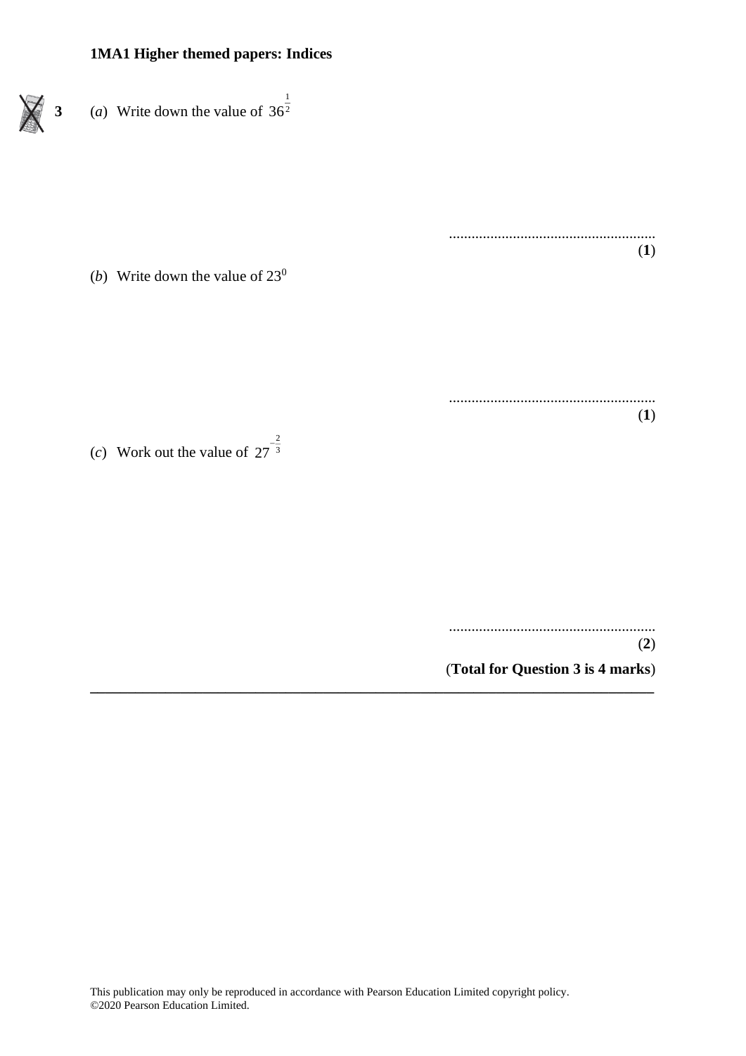**3** (*a*) Write down the value of $36^{\frac{1}{2}}$

.......................................................

(**1**)

(*b*) Write down the value of $23^0$

.......................................................

(**1**)

(*c*) Work out the value of $27^{-\frac{2}{3}}$

.......................................................

(**2**)

(**Total for Question 3 is 4 marks**)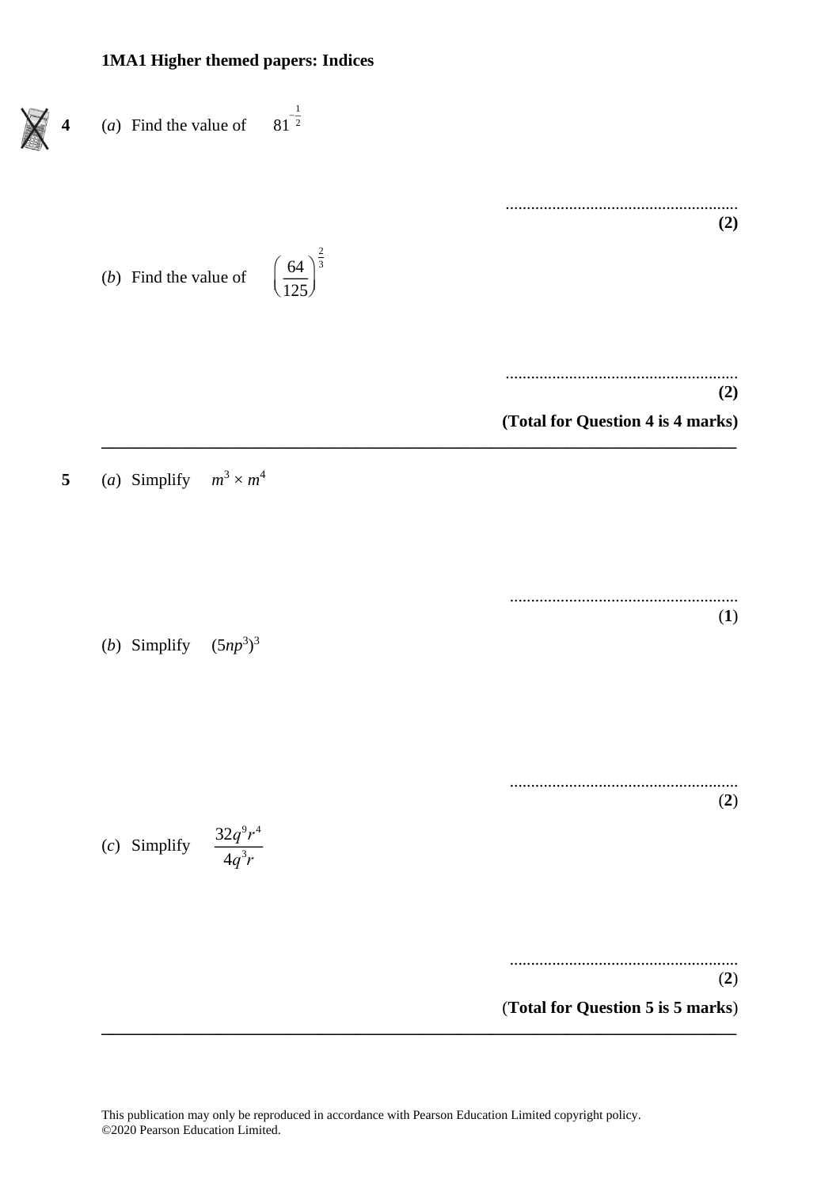**1MA1 Higher themed papers: Indices**

**4** (*a*) Find the value of $81^{-\frac{1}{2}}$

.......................................................
**(2)**

(*b*) Find the value of $\left(\frac{64}{125}\right)^{\frac{2}{3}}$

.......................................................
**(2)**

**(Total for Question 4 is 4 marks)**

---

**5** (*a*) Simplify $m^3 \times m^4$

.......................................................
**(1)**

(*b*) Simplify $(5np^3)^3$

.......................................................
**(2)**

(*c*) Simplify $\frac{32q^9r^4}{4q^3r}$

.......................................................
**(2)**

**(Total for Question 5 is 5 marks)**

---

This publication may only be reproduced in accordance with Pearson Education Limited copyright policy.
©2020 Pearson Education Limited.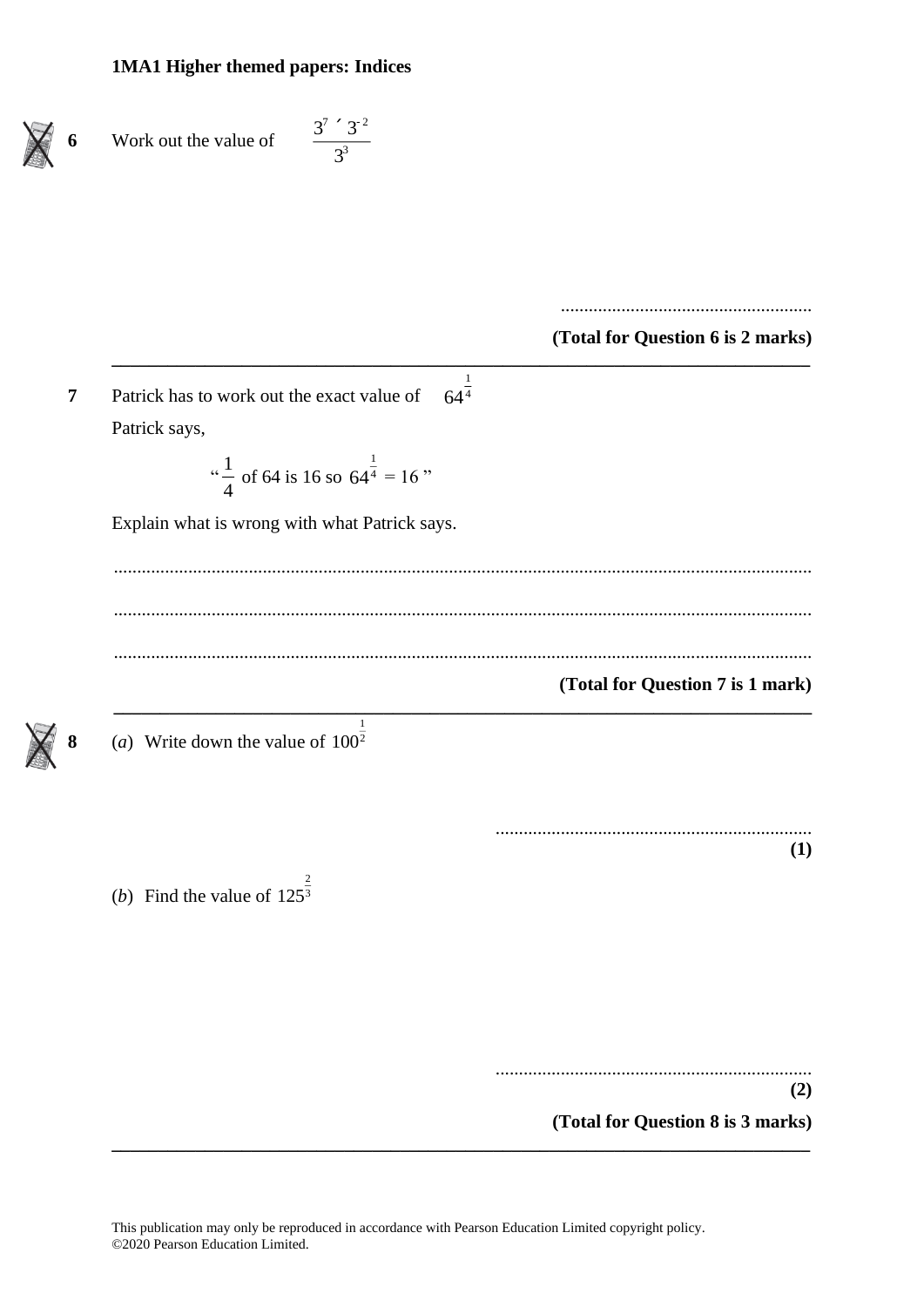**1MA1 Higher themed papers: Indices**

**6** Work out the value of $\dfrac{3^7 \times 3^{-2}}{3^3}$

......................................................

**(Total for Question 6 is 2 marks)**

---

**7** Patrick has to work out the exact value of $64^{\frac{1}{4}}$

Patrick says,

"$\dfrac{1}{4}$ of 64 is 16 so $64^{\frac{1}{4}} = 16$"

Explain what is wrong with what Patrick says.

......................................................................................................................................................

......................................................................................................................................................

......................................................................................................................................................

**(Total for Question 7 is 1 mark)**

---

**8** (*a*) Write down the value of $100^{\frac{1}{2}}$

......................................................................
**(1)**

(*b*) Find the value of $125^{\frac{2}{3}}$

......................................................................
**(2)**

**(Total for Question 8 is 3 marks)**

---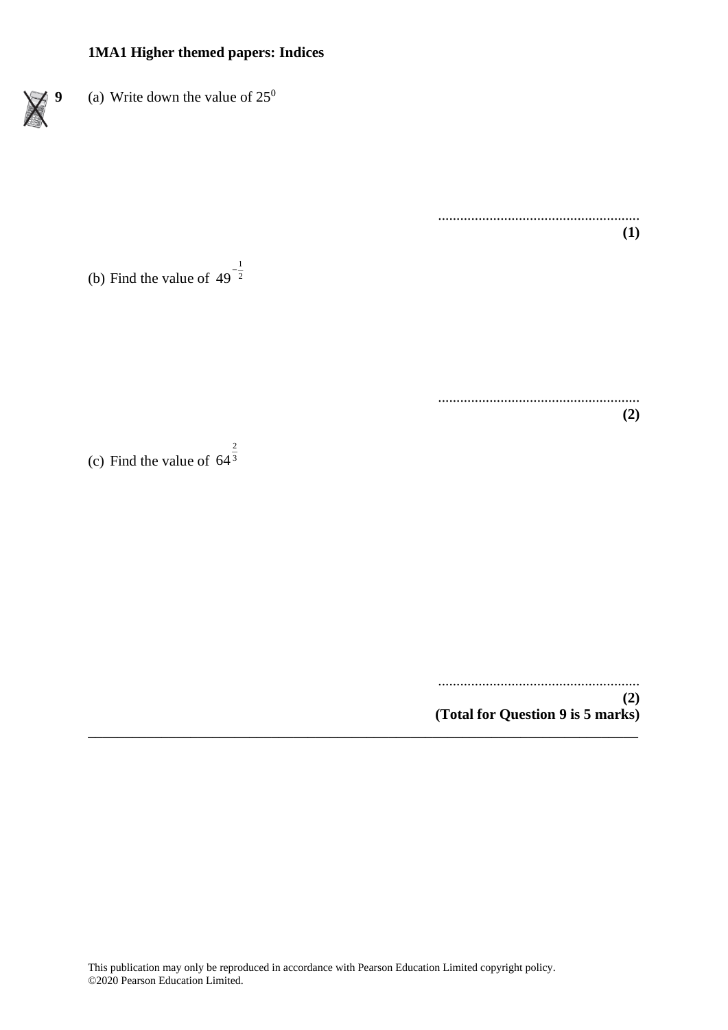**1MA1 Higher themed papers: Indices**

**9** (a) Write down the value of $25^0$

.......................................................
**(1)**

(b) Find the value of $49^{-\frac{1}{2}}$

.......................................................
**(2)**

(c) Find the value of $64^{\frac{2}{3}}$

.......................................................
**(2)**

**(Total for Question 9 is 5 marks)**

---

This publication may only be reproduced in accordance with Pearson Education Limited copyright policy.
©2020 Pearson Education Limited.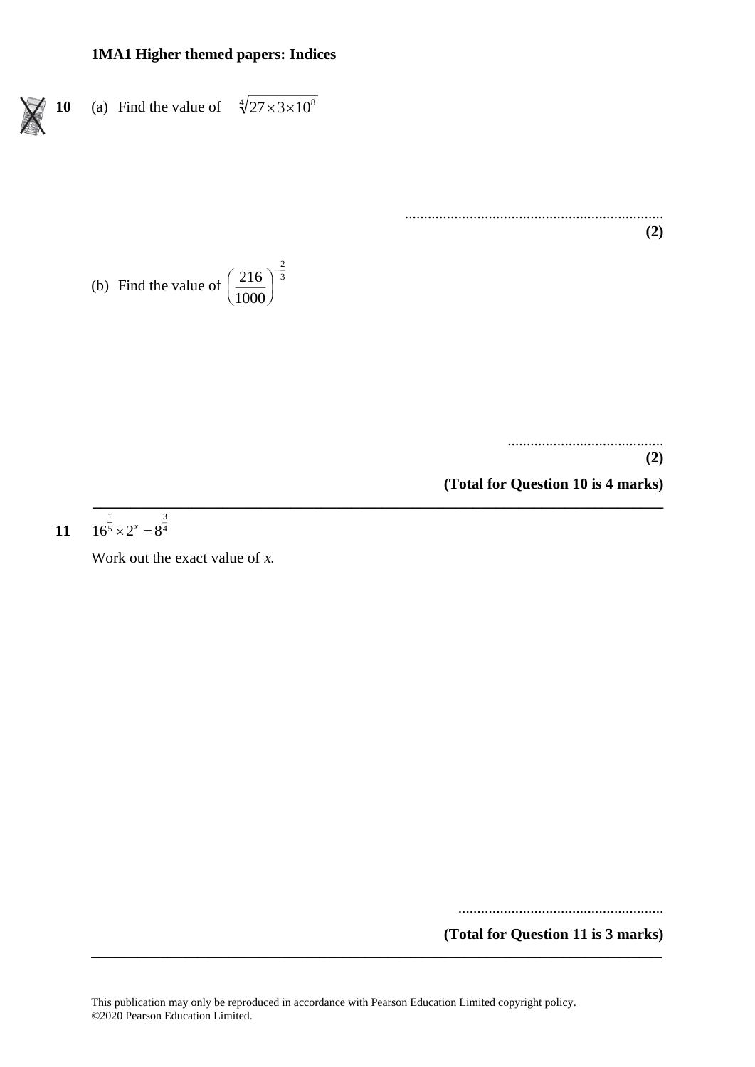**10** (a) Find the value of $\sqrt[4]{27 \times 3 \times 10^8}$

..................................................................
**(2)**

(b) Find the value of $\left(\frac{216}{1000}\right)^{-\frac{2}{3}}$

..........................................
**(2)**

**(Total for Question 10 is 4 marks)**

---

**11** $16^{\frac{1}{5}} \times 2^x = 8^{\frac{3}{4}}$

Work out the exact value of *x*.

......................................................

**(Total for Question 11 is 3 marks)**

---

This publication may only be reproduced in accordance with Pearson Education Limited copyright policy.
©2020 Pearson Education Limited.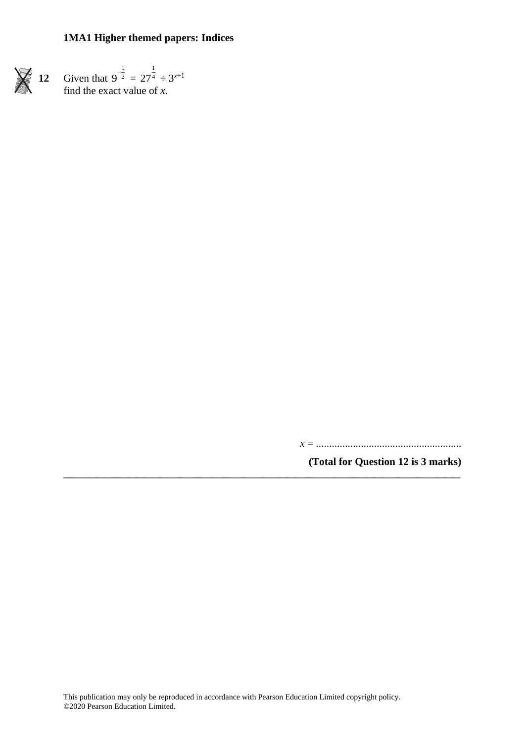**12** Given that $9^{-\frac{1}{2}} = 27^{\frac{1}{4}} \div 3^{x+1}$
find the exact value of $x$.

$x =$ .......................................................

**(Total for Question 12 is 3 marks)**

---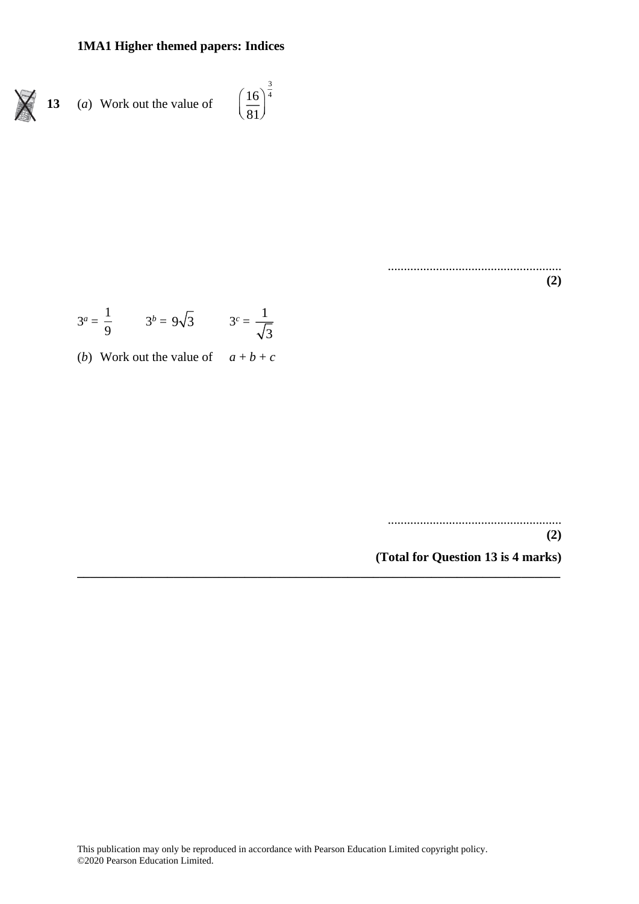**13** (*a*) Work out the value of $\left(\frac{16}{81}\right)^{\frac{3}{4}}$

......................................................
**(2)**

$3^a = \frac{1}{9}$ $\qquad 3^b = 9\sqrt{3}$ $\qquad 3^c = \frac{1}{\sqrt{3}}$

(*b*) Work out the value of $a + b + c$

......................................................
**(2)**

**(Total for Question 13 is 4 marks)**

---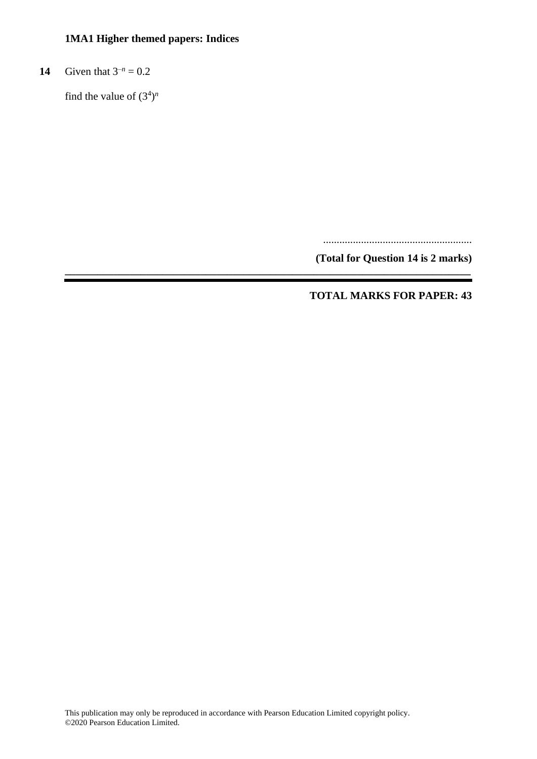**14** Given that $3^{-n} = 0.2$

find the value of $(3^4)^n$

.......................................................

**(Total for Question 14 is 2 marks)**

---

**TOTAL MARKS FOR PAPER: 43**

This publication may only be reproduced in accordance with Pearson Education Limited copyright policy.
©2020 Pearson Education Limited.